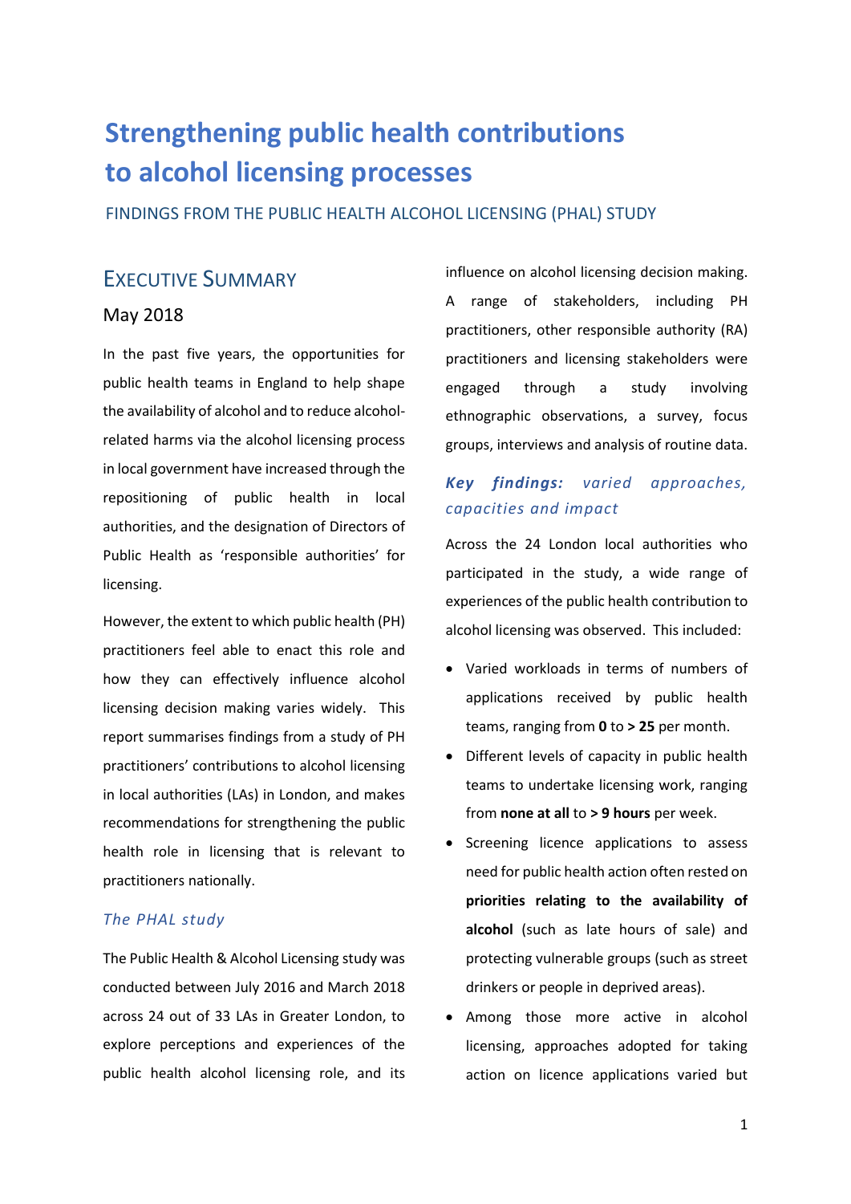# Strengthening public health contributions to alcohol licensing processes

FINDINGS FROM THE PUBLIC HEALTH ALCOHOL LICENSING (PHAL) STUDY

## EXECUTIVE SUMMARY

May 2018

In the past five years, the opportunities for public health teams in England to help shape the availability of alcohol and to reduce alcohol-related harms via the alcohol licensing process in local government have increased through the repositioning of public health in local authorities, and the designation of Directors of Public Health as 'responsible authorities' for licensing.

However, the extent to which public health (PH) practitioners feel able to enact this role and how they can effectively influence alcohol licensing decision making varies widely. This report summarises findings from a study of PH practitioners' contributions to alcohol licensing in local authorities (LAs) in London, and makes recommendations for strengthening the public health role in licensing that is relevant to practitioners nationally.

### *The PHAL study*

The Public Health & Alcohol Licensing study was conducted between July 2016 and March 2018 across 24 out of 33 LAs in Greater London, to explore perceptions and experiences of the public health alcohol licensing role, and its influence on alcohol licensing decision making. A range of stakeholders, including PH practitioners, other responsible authority (RA) practitioners and licensing stakeholders were engaged through a study involving ethnographic observations, a survey, focus groups, interviews and analysis of routine data.

### ***Key findings:*** *varied approaches, capacities and impact*

Across the 24 London local authorities who participated in the study, a wide range of experiences of the public health contribution to alcohol licensing was observed. This included:

- Varied workloads in terms of numbers of applications received by public health teams, ranging from **0** to **> 25** per month.
- Different levels of capacity in public health teams to undertake licensing work, ranging from **none at all** to **> 9 hours** per week.
- Screening licence applications to assess need for public health action often rested on **priorities relating to the availability of alcohol** (such as late hours of sale) and protecting vulnerable groups (such as street drinkers or people in deprived areas).
- Among those more active in alcohol licensing, approaches adopted for taking action on licence applications varied but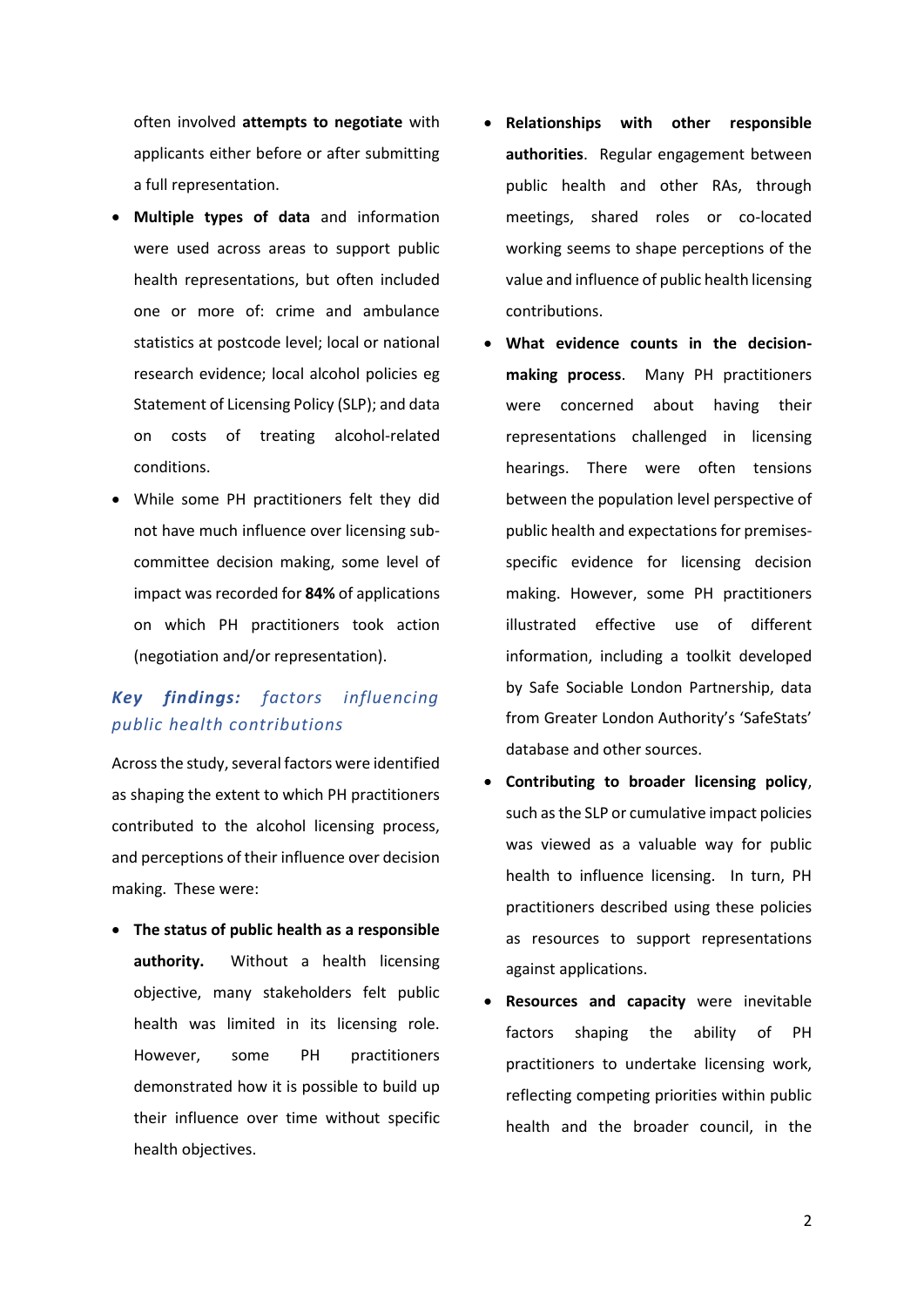often involved **attempts to negotiate** with applicants either before or after submitting a full representation.

- **Multiple types of data** and information were used across areas to support public health representations, but often included one or more of: crime and ambulance statistics at postcode level; local or national research evidence; local alcohol policies eg Statement of Licensing Policy (SLP); and data on costs of treating alcohol-related conditions.
- While some PH practitioners felt they did not have much influence over licensing sub-committee decision making, some level of impact was recorded for **84%** of applications on which PH practitioners took action (negotiation and/or representation).

## *Key findings: factors influencing public health contributions*

Across the study, several factors were identified as shaping the extent to which PH practitioners contributed to the alcohol licensing process, and perceptions of their influence over decision making. These were:

- **The status of public health as a responsible authority.** Without a health licensing objective, many stakeholders felt public health was limited in its licensing role. However, some PH practitioners demonstrated how it is possible to build up their influence over time without specific health objectives.
- **Relationships with other responsible authorities**. Regular engagement between public health and other RAs, through meetings, shared roles or co-located working seems to shape perceptions of the value and influence of public health licensing contributions.
- **What evidence counts in the decision-making process**. Many PH practitioners were concerned about having their representations challenged in licensing hearings. There were often tensions between the population level perspective of public health and expectations for premises-specific evidence for licensing decision making. However, some PH practitioners illustrated effective use of different information, including a toolkit developed by Safe Sociable London Partnership, data from Greater London Authority's 'SafeStats' database and other sources.
- **Contributing to broader licensing policy**, such as the SLP or cumulative impact policies was viewed as a valuable way for public health to influence licensing. In turn, PH practitioners described using these policies as resources to support representations against applications.
- **Resources and capacity** were inevitable factors shaping the ability of PH practitioners to undertake licensing work, reflecting competing priorities within public health and the broader council, in the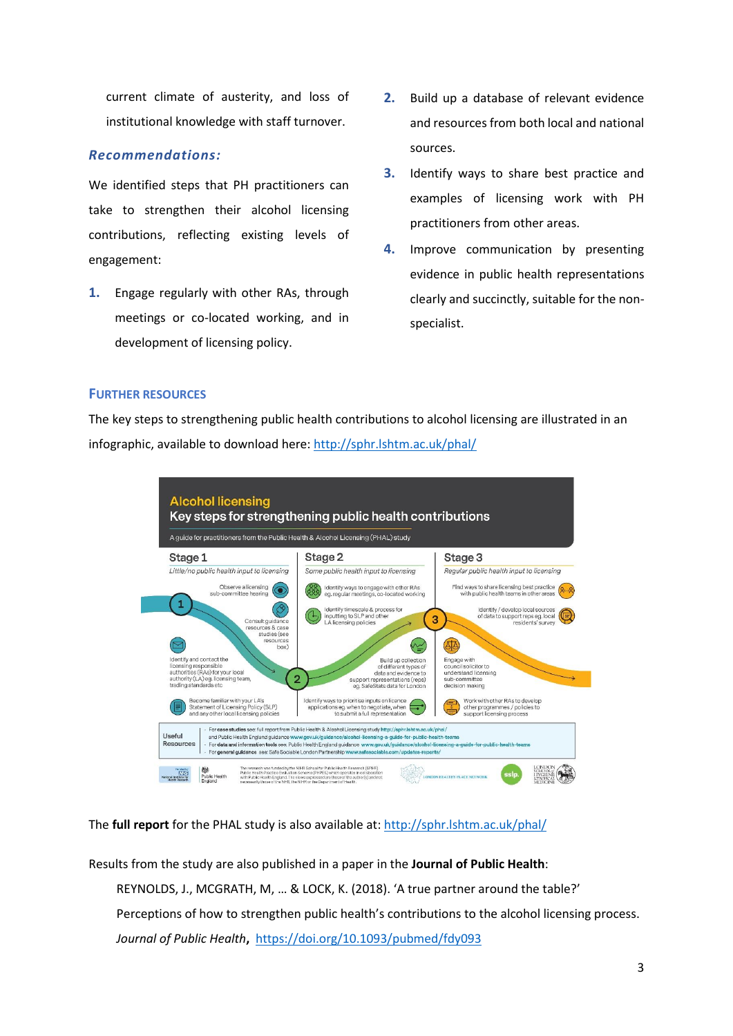current climate of austerity, and loss of institutional knowledge with staff turnover.

### *Recommendations:*

We identified steps that PH practitioners can take to strengthen their alcohol licensing contributions, reflecting existing levels of engagement:

1. Engage regularly with other RAs, through meetings or co-located working, and in development of licensing policy.
2. Build up a database of relevant evidence and resources from both local and national sources.
3. Identify ways to share best practice and examples of licensing work with PH practitioners from other areas.
4. Improve communication by presenting evidence in public health representations clearly and succinctly, suitable for the non-specialist.

## FURTHER RESOURCES

The key steps to strengthening public health contributions to alcohol licensing are illustrated in an infographic, available to download here: http://sphr.lshtm.ac.uk/phal/

**Alcohol licensing**
**Key steps for strengthening public health contributions**
A guide for practitioners from the Public Health & Alcohol Licensing (PHAL) study

**Stage 1** – *Little/no public health input to licensing*
- Observe a licensing sub-committee hearing
- Consult guidance resources & case studies (see resources box)
- Identify and contact the licensing responsible authorities (RAs) for your local authority (LA) eg. licensing team, trading standards etc
- Become familiar with your LA's Statement of Licensing Policy (SLP) and any other local licensing policies

**Stage 2** – *Some public health input to licensing*
- Identify ways to engage with other RAs eg. regular meetings, co-located working
- Identify timescale & process for inputting to SLP and other LA licensing policies
- Build up collection of different types of data and evidence to support representations (reps) eg. SafeStats data for London
- Identify ways to prioritise inputs on licence applications eg. when to negotiate, when to submit a full representation

**Stage 3** – *Regular public health input to licensing*
- Find ways to share licensing best practice with public health teams in other areas
- Identify / develop local sources of data to support reps eg. local residents' survey
- Engage with council solicitor to understand licensing sub-committee decision making
- Work with other RAs to develop other programmes / policies to support licensing process

**Useful Resources**
- For case studies see: full report from Public Health & Alcohol Licensing study http://sphr.lshtm.ac.uk/phal/ and Public Health England guidance www.gov.uk/guidance/alcohol-licensing-a-guide-for-public-health-teams
- For data and information tools see: Public Health England guidance www.gov.uk/guidance/alcohol-licensing-a-guide-for-public-health-teams
- For general guidance see: Safe Sociable London Partnership www.safesociable.com/updates-reports/

The **full report** for the PHAL study is also available at: http://sphr.lshtm.ac.uk/phal/

Results from the study are also published in a paper in the **Journal of Public Health**:

REYNOLDS, J., MCGRATH, M, … & LOCK, K. (2018). 'A true partner around the table?' Perceptions of how to strengthen public health's contributions to the alcohol licensing process. *Journal of Public Health*, https://doi.org/10.1093/pubmed/fdy093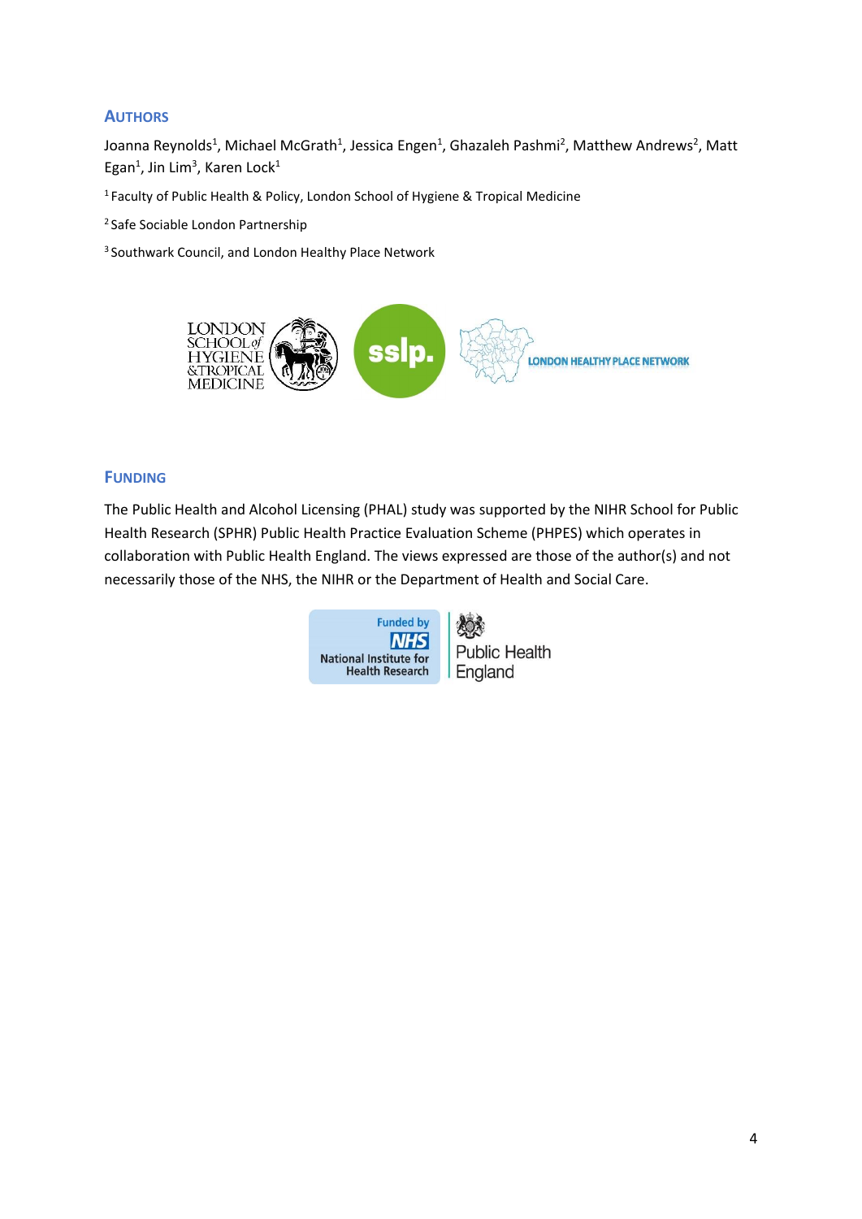## AUTHORS

Joanna Reynolds[1], Michael McGrath[1], Jessica Engen[1], Ghazaleh Pashmi[2], Matthew Andrews[2], Matt Egan[1], Jin Lim[3], Karen Lock[1]

[1] Faculty of Public Health & Policy, London School of Hygiene & Tropical Medicine

[2] Safe Sociable London Partnership

[3] Southwark Council, and London Healthy Place Network

## FUNDING

The Public Health and Alcohol Licensing (PHAL) study was supported by the NIHR School for Public Health Research (SPHR) Public Health Practice Evaluation Scheme (PHPES) which operates in collaboration with Public Health England. The views expressed are those of the author(s) and not necessarily those of the NHS, the NIHR or the Department of Health and Social Care.